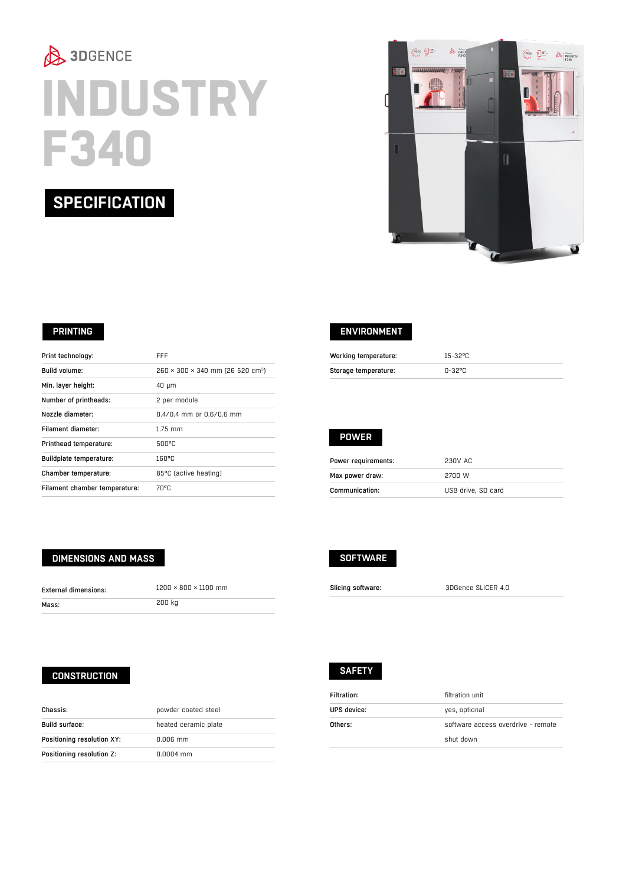3DGENCE

# INDUSTRY F340

## SPECIFICATION

### PRINTING

| | |
|---|---|
| Print technology: | FFF |
| Build volume: | 260 × 300 × 340 mm (26 520 cm³) |
| Min. layer height: | 40 μm |
| Number of printheads: | 2 per module |
| Nozzle diameter: | 0.4/0.4 mm or 0.6/0.6 mm |
| Filament diameter: | 1.75 mm |
| Printhead temperature: | 500°C |
| Buildplate temperature: | 160°C |
| Chamber temperature: | 85°C (active heating) |
| Filament chamber temperature: | 70°C |

### DIMENSIONS AND MASS

| | |
|---|---|
| External dimensions: | 1200 × 800 × 1100 mm |
| Mass: | 200 kg |

### CONSTRUCTION

| | |
|---|---|
| Chassis: | powder coated steel |
| Build surface: | heated ceramic plate |
| Positioning resolution XY: | 0.006 mm |
| Positioning resolution Z: | 0.0004 mm |

### ENVIRONMENT

| | |
|---|---|
| Working temperature: | 15-32°C |
| Storage temperature: | 0-32°C |

### POWER

| | |
|---|---|
| Power requirements: | 230V AC |
| Max power draw: | 2700 W |
| Communication: | USB drive, SD card |

### SOFTWARE

| | |
|---|---|
| Slicing software: | 3DGence SLICER 4.0 |

### SAFETY

| | |
|---|---|
| Filtration: | filtration unit |
| UPS device: | yes, optional |
| Others: | software access overdrive - remote shut down |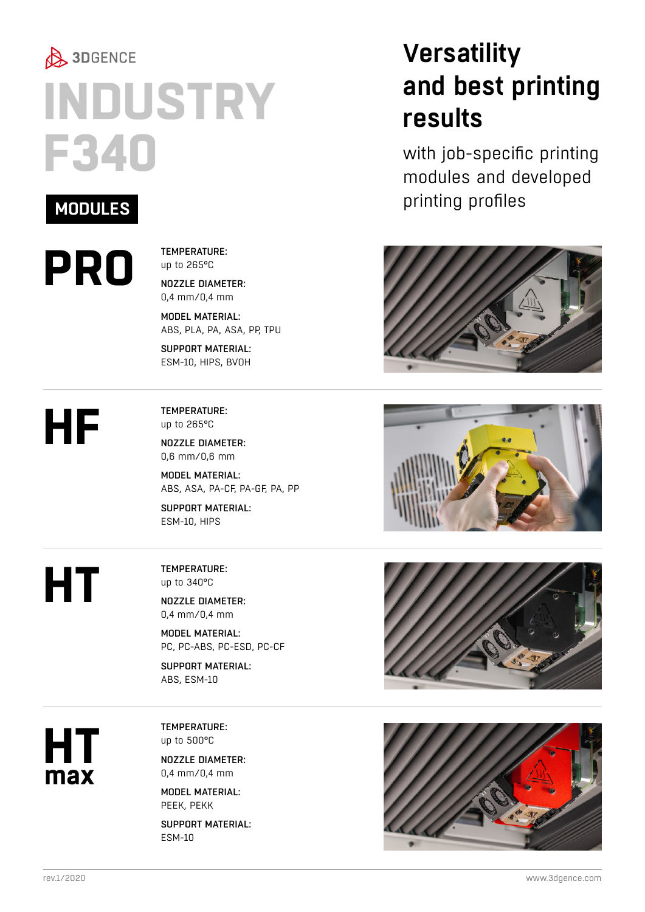3DGENCE

# INDUSTRY F340

**MODULES**

## Versatility and best printing results

with job-specific printing modules and developed printing profiles

## PRO

TEMPERATURE:
up to 265°C

NOZZLE DIAMETER:
0,4 mm/0,4 mm

MODEL MATERIAL:
ABS, PLA, PA, ASA, PP, TPU

SUPPORT MATERIAL:
ESM-10, HIPS, BVOH

## HF

TEMPERATURE:
up to 265°C

NOZZLE DIAMETER:
0,6 mm/0,6 mm

MODEL MATERIAL:
ABS, ASA, PA-CF, PA-GF, PA, PP

SUPPORT MATERIAL:
ESM-10, HIPS

## HT

TEMPERATURE:
up to 340°C

NOZZLE DIAMETER:
0,4 mm/0,4 mm

MODEL MATERIAL:
PC, PC-ABS, PC-ESD, PC-CF

SUPPORT MATERIAL:
ABS, ESM-10

## HT max

TEMPERATURE:
up to 500°C

NOZZLE DIAMETER:
0,4 mm/0,4 mm

MODEL MATERIAL:
PEEK, PEKK

SUPPORT MATERIAL:
ESM-10

rev.1/2020

www.3dgence.com